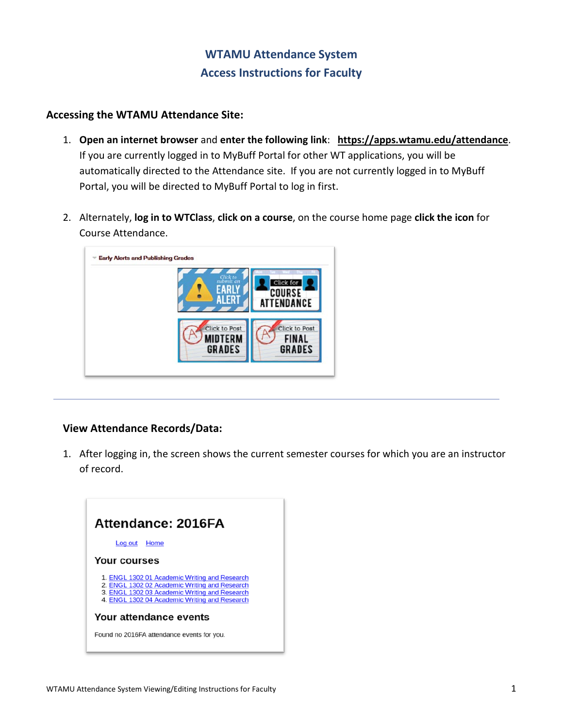# WTAMU Attendance System
# Access Instructions for Faculty

## Accessing the WTAMU Attendance Site:

1. **Open an internet browser** and **enter the following link**: **https://apps.wtamu.edu/attendance**. If you are currently logged in to MyBuff Portal for other WT applications, you will be automatically directed to the Attendance site. If you are not currently logged in to MyBuff Portal, you will be directed to MyBuff Portal to log in first.

2. Alternately, **log in to WTClass**, **click on a course**, on the course home page **click the icon** for Course Attendance.

---

## View Attendance Records/Data:

1. After logging in, the screen shows the current semester courses for which you are an instructor of record.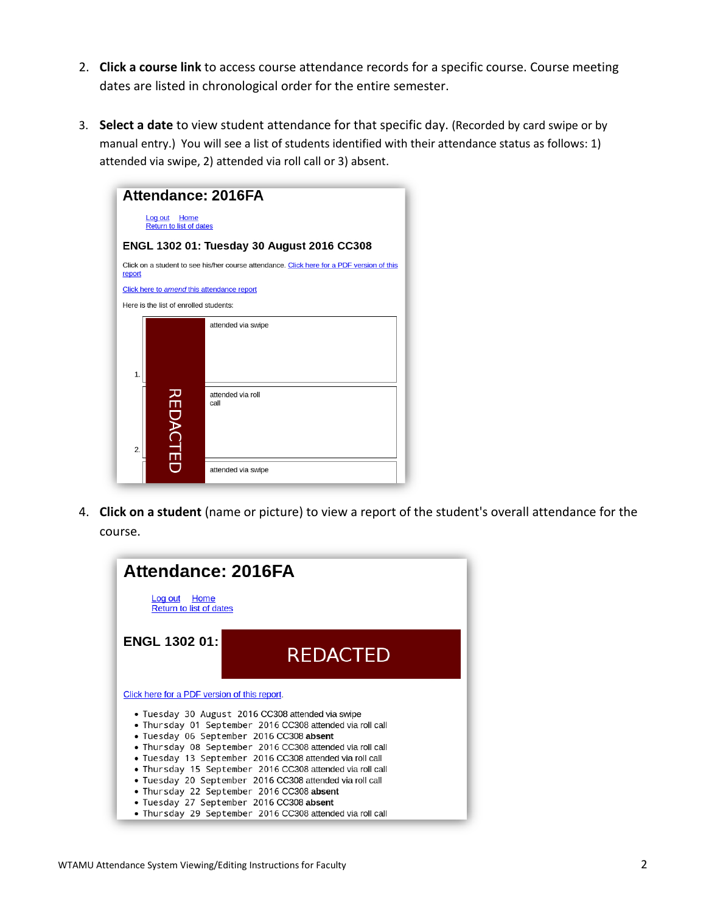2. **Click a course link** to access course attendance records for a specific course. Course meeting dates are listed in chronological order for the entire semester.

3. **Select a date** to view student attendance for that specific day. (Recorded by card swipe or by manual entry.) You will see a list of students identified with their attendance status as follows: 1) attended via swipe, 2) attended via roll call or 3) absent.

# Attendance: 2016FA

Log out Home
Return to list of dates

## ENGL 1302 01: Tuesday 30 August 2016 CC308

Click on a student to see his/her course attendance. Click here for a PDF version of this report

Click here to *amend* this attendance report

Here is the list of enrolled students:

1. REDACTED — attended via swipe
2. REDACTED — attended via roll call
3. REDACTED — attended via swipe

4. **Click on a student** (name or picture) to view a report of the student's overall attendance for the course.

# Attendance: 2016FA

Log out Home
Return to list of dates

## ENGL 1302 01: REDACTED

Click here for a PDF version of this report.

- Tuesday 30 August 2016 CC308 attended via swipe
- Thursday 01 September 2016 CC308 attended via roll call
- Tuesday 06 September 2016 CC308 **absent**
- Thursday 08 September 2016 CC308 attended via roll call
- Tuesday 13 September 2016 CC308 attended via roll call
- Thursday 15 September 2016 CC308 attended via roll call
- Tuesday 20 September 2016 CC308 attended via roll call
- Thursday 22 September 2016 CC308 **absent**
- Tuesday 27 September 2016 CC308 **absent**
- Thursday 29 September 2016 CC308 attended via roll call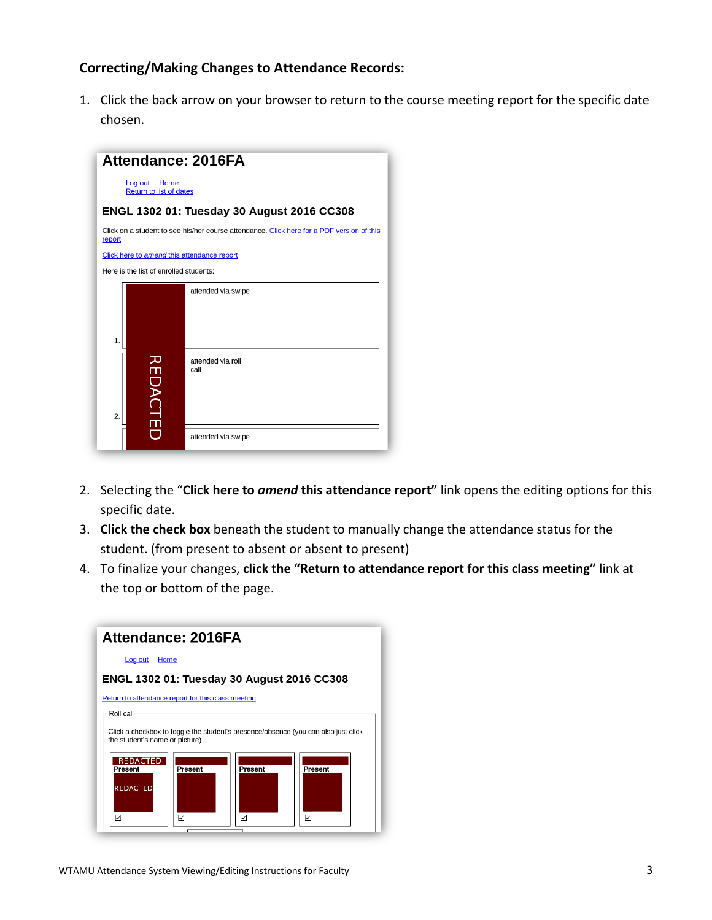### Correcting/Making Changes to Attendance Records:

1. Click the back arrow on your browser to return to the course meeting report for the specific date chosen.

2. Selecting the "**Click here to *amend* this attendance report"** link opens the editing options for this specific date.
3. **Click the check box** beneath the student to manually change the attendance status for the student. (from present to absent or absent to present)
4. To finalize your changes, **click the "Return to attendance report for this class meeting"** link at the top or bottom of the page.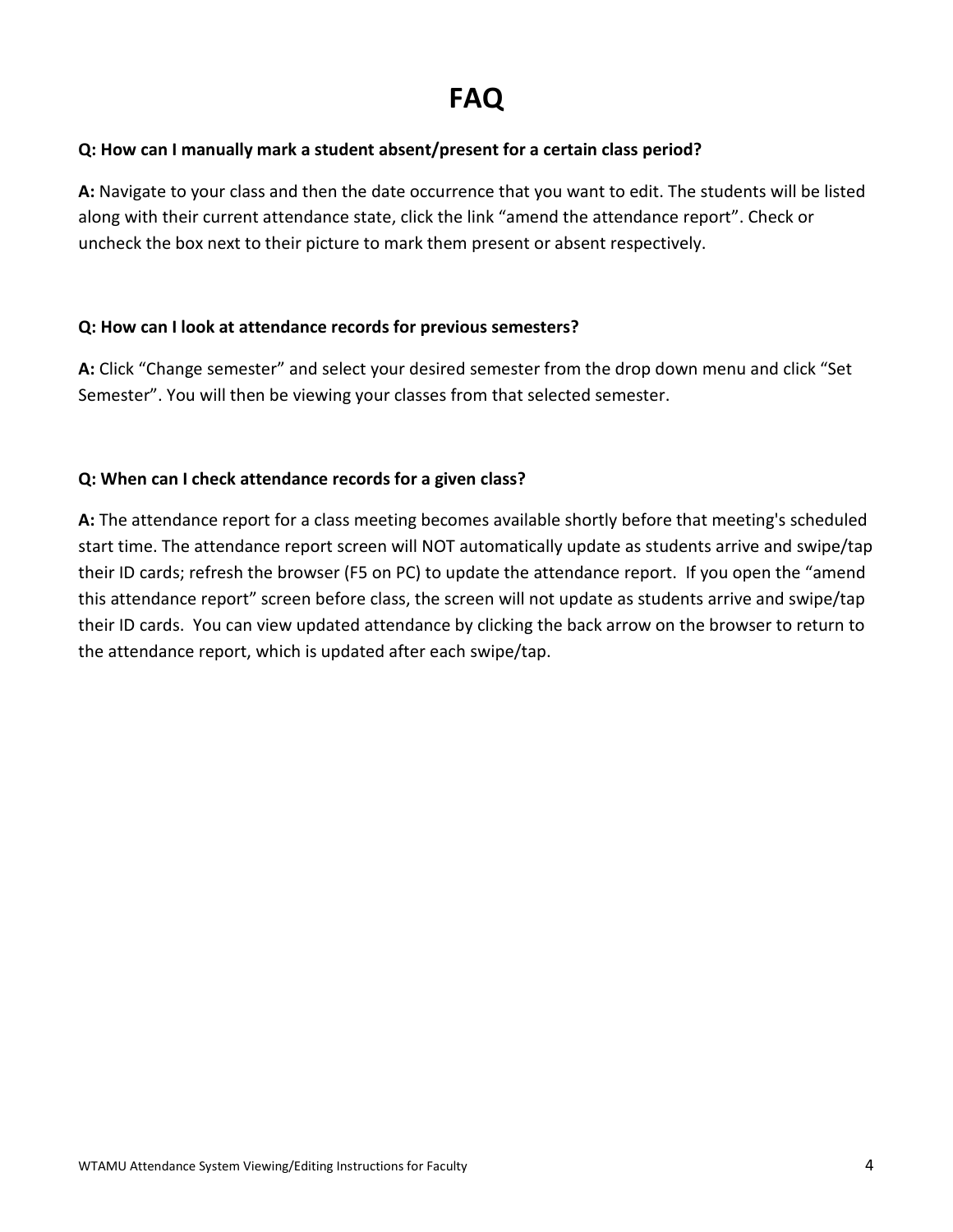# FAQ

**Q: How can I manually mark a student absent/present for a certain class period?**

**A:** Navigate to your class and then the date occurrence that you want to edit. The students will be listed along with their current attendance state, click the link “amend the attendance report”. Check or uncheck the box next to their picture to mark them present or absent respectively.

**Q: How can I look at attendance records for previous semesters?**

**A:** Click “Change semester” and select your desired semester from the drop down menu and click “Set Semester”. You will then be viewing your classes from that selected semester.

**Q: When can I check attendance records for a given class?**

**A:** The attendance report for a class meeting becomes available shortly before that meeting's scheduled start time. The attendance report screen will NOT automatically update as students arrive and swipe/tap their ID cards; refresh the browser (F5 on PC) to update the attendance report. If you open the “amend this attendance report” screen before class, the screen will not update as students arrive and swipe/tap their ID cards. You can view updated attendance by clicking the back arrow on the browser to return to the attendance report, which is updated after each swipe/tap.